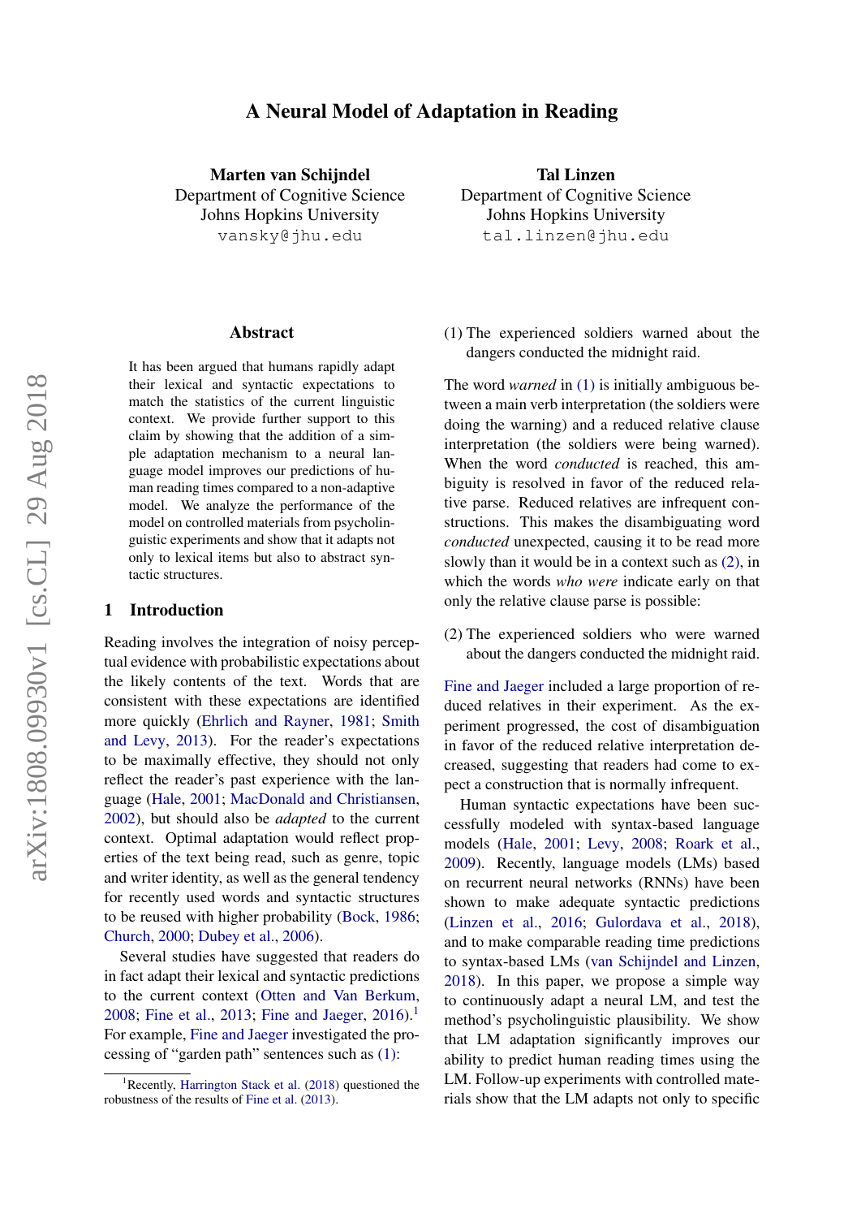# A Neural Model of Adaptation in Reading

**Marten van Schijndel**
Department of Cognitive Science
Johns Hopkins University
vansky@jhu.edu

**Tal Linzen**
Department of Cognitive Science
Johns Hopkins University
tal.linzen@jhu.edu

## Abstract

It has been argued that humans rapidly adapt their lexical and syntactic expectations to match the statistics of the current linguistic context. We provide further support to this claim by showing that the addition of a simple adaptation mechanism to a neural language model improves our predictions of human reading times compared to a non-adaptive model. We analyze the performance of the model on controlled materials from psycholinguistic experiments and show that it adapts not only to lexical items but also to abstract syntactic structures.

## 1 Introduction

Reading involves the integration of noisy perceptual evidence with probabilistic expectations about the likely contents of the text. Words that are consistent with these expectations are identified more quickly (Ehrlich and Rayner, 1981; Smith and Levy, 2013). For the reader's expectations to be maximally effective, they should not only reflect the reader's past experience with the language (Hale, 2001; MacDonald and Christiansen, 2002), but should also be *adapted* to the current context. Optimal adaptation would reflect properties of the text being read, such as genre, topic and writer identity, as well as the general tendency for recently used words and syntactic structures to be reused with higher probability (Bock, 1986; Church, 2000; Dubey et al., 2006).

Several studies have suggested that readers do in fact adapt their lexical and syntactic predictions to the current context (Otten and Van Berkum, 2008; Fine et al., 2013; Fine and Jaeger, 2016).[1] For example, Fine and Jaeger investigated the processing of "garden path" sentences such as (1):

(1) The experienced soldiers warned about the dangers conducted the midnight raid.

The word *warned* in (1) is initially ambiguous between a main verb interpretation (the soldiers were doing the warning) and a reduced relative clause interpretation (the soldiers were being warned). When the word *conducted* is reached, this ambiguity is resolved in favor of the reduced relative parse. Reduced relatives are infrequent constructions. This makes the disambiguating word *conducted* unexpected, causing it to be read more slowly than it would be in a context such as (2), in which the words *who were* indicate early on that only the relative clause parse is possible:

(2) The experienced soldiers who were warned about the dangers conducted the midnight raid.

Fine and Jaeger included a large proportion of reduced relatives in their experiment. As the experiment progressed, the cost of disambiguation in favor of the reduced relative interpretation decreased, suggesting that readers had come to expect a construction that is normally infrequent.

Human syntactic expectations have been successfully modeled with syntax-based language models (Hale, 2001; Levy, 2008; Roark et al., 2009). Recently, language models (LMs) based on recurrent neural networks (RNNs) have been shown to make adequate syntactic predictions (Linzen et al., 2016; Gulordava et al., 2018), and to make comparable reading time predictions to syntax-based LMs (van Schijndel and Linzen, 2018). In this paper, we propose a simple way to continuously adapt a neural LM, and test the method's psycholinguistic plausibility. We show that LM adaptation significantly improves our ability to predict human reading times using the LM. Follow-up experiments with controlled materials show that the LM adapts not only to specific

[1] Recently, Harrington Stack et al. (2018) questioned the robustness of the results of Fine et al. (2013).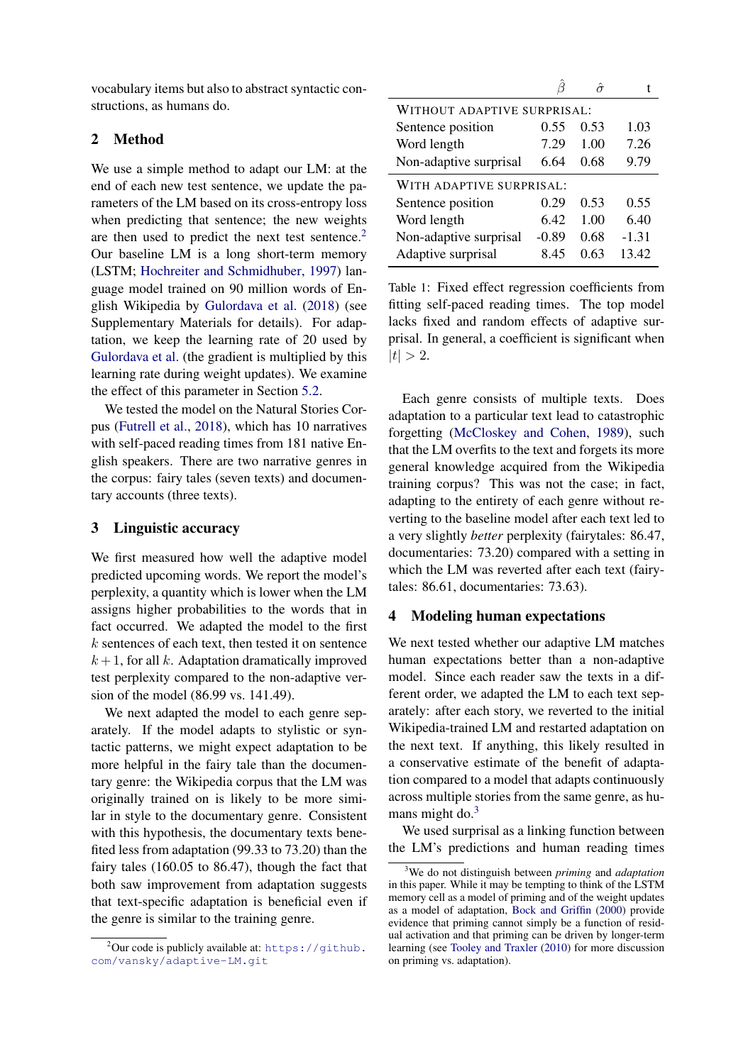vocabulary items but also to abstract syntactic constructions, as humans do.

## 2 Method

We use a simple method to adapt our LM: at the end of each new test sentence, we update the parameters of the LM based on its cross-entropy loss when predicting that sentence; the new weights are then used to predict the next test sentence.[2] Our baseline LM is a long short-term memory (LSTM; Hochreiter and Schmidhuber, 1997) language model trained on 90 million words of English Wikipedia by Gulordava et al. (2018) (see Supplementary Materials for details). For adaptation, we keep the learning rate of 20 used by Gulordava et al. (the gradient is multiplied by this learning rate during weight updates). We examine the effect of this parameter in Section 5.2.

We tested the model on the Natural Stories Corpus (Futrell et al., 2018), which has 10 narratives with self-paced reading times from 181 native English speakers. There are two narrative genres in the corpus: fairy tales (seven texts) and documentary accounts (three texts).

## 3 Linguistic accuracy

We first measured how well the adaptive model predicted upcoming words. We report the model's perplexity, a quantity which is lower when the LM assigns higher probabilities to the words that in fact occurred. We adapted the model to the first $k$ sentences of each text, then tested it on sentence $k+1$, for all $k$. Adaptation dramatically improved test perplexity compared to the non-adaptive version of the model (86.99 vs. 141.49).

We next adapted the model to each genre separately. If the model adapts to stylistic or syntactic patterns, we might expect adaptation to be more helpful in the fairy tale than the documentary genre: the Wikipedia corpus that the LM was originally trained on is likely to be more similar in style to the documentary genre. Consistent with this hypothesis, the documentary texts benefited less from adaptation (99.33 to 73.20) than the fairy tales (160.05 to 86.47), though the fact that both saw improvement from adaptation suggests that text-specific adaptation is beneficial even if the genre is similar to the training genre.

[2] Our code is publicly available at: https://github.com/vansky/adaptive-LM.git

| | $\hat{\beta}$ | $\hat{\sigma}$ | t |
|---|---|---|---|
| WITHOUT ADAPTIVE SURPRISAL: | | | |
| Sentence position | 0.55 | 0.53 | 1.03 |
| Word length | 7.29 | 1.00 | 7.26 |
| Non-adaptive surprisal | 6.64 | 0.68 | 9.79 |
| WITH ADAPTIVE SURPRISAL: | | | |
| Sentence position | 0.29 | 0.53 | 0.55 |
| Word length | 6.42 | 1.00 | 6.40 |
| Non-adaptive surprisal | -0.89 | 0.68 | -1.31 |
| Adaptive surprisal | 8.45 | 0.63 | 13.42 |

Table 1: Fixed effect regression coefficients from fitting self-paced reading times. The top model lacks fixed and random effects of adaptive surprisal. In general, a coefficient is significant when $|t| > 2$.

Each genre consists of multiple texts. Does adaptation to a particular text lead to catastrophic forgetting (McCloskey and Cohen, 1989), such that the LM overfits to the text and forgets its more general knowledge acquired from the Wikipedia training corpus? This was not the case; in fact, adapting to the entirety of each genre without reverting to the baseline model after each text led to a very slightly *better* perplexity (fairytales: 86.47, documentaries: 73.20) compared with a setting in which the LM was reverted after each text (fairytales: 86.61, documentaries: 73.63).

## 4 Modeling human expectations

We next tested whether our adaptive LM matches human expectations better than a non-adaptive model. Since each reader saw the texts in a different order, we adapted the LM to each text separately: after each story, we reverted to the initial Wikipedia-trained LM and restarted adaptation on the next text. If anything, this likely resulted in a conservative estimate of the benefit of adaptation compared to a model that adapts continuously across multiple stories from the same genre, as humans might do.[3]

We used surprisal as a linking function between the LM's predictions and human reading times

[3] We do not distinguish between *priming* and *adaptation* in this paper. While it may be tempting to think of the LSTM memory cell as a model of priming and of the weight updates as a model of adaptation, Bock and Griffin (2000) provide evidence that priming cannot simply be a function of residual activation and that priming can be driven by longer-term learning (see Tooley and Traxler (2010) for more discussion on priming vs. adaptation).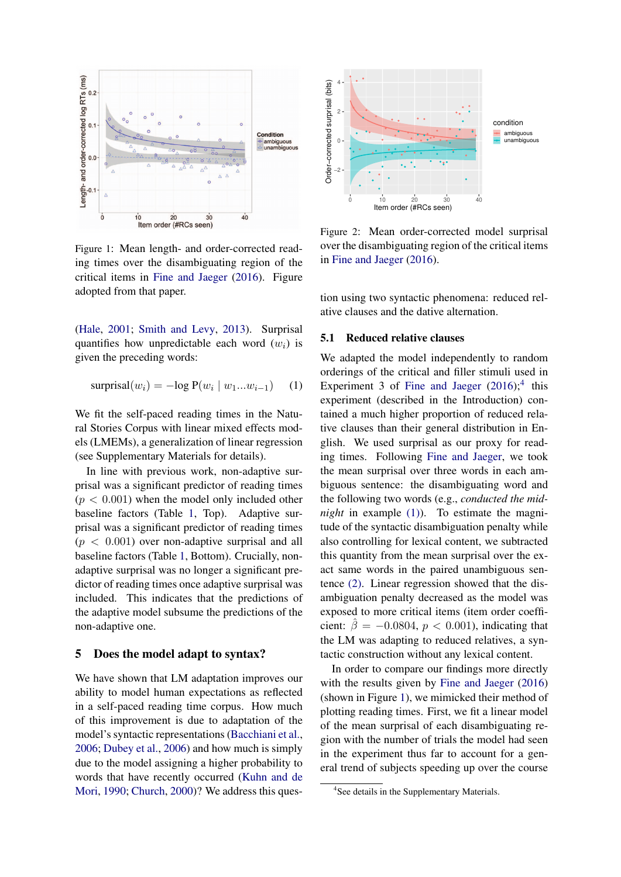Figure 1: Mean length- and order-corrected reading times over the disambiguating region of the critical items in Fine and Jaeger (2016). Figure adopted from that paper.

Figure 2: Mean order-corrected model surprisal over the disambiguating region of the critical items in Fine and Jaeger (2016).

(Hale, 2001; Smith and Levy, 2013). Surprisal quantifies how unpredictable each word ($w_i$) is given the preceding words:

$$\text{surprisal}(w_i) = -\log \text{P}(w_i \mid w_1 ... w_{i-1}) \quad (1)$$

We fit the self-paced reading times in the Natural Stories Corpus with linear mixed effects models (LMEMs), a generalization of linear regression (see Supplementary Materials for details).

In line with previous work, non-adaptive surprisal was a significant predictor of reading times ($p < 0.001$) when the model only included other baseline factors (Table 1, Top). Adaptive surprisal was a significant predictor of reading times ($p < 0.001$) over non-adaptive surprisal and all baseline factors (Table 1, Bottom). Crucially, non-adaptive surprisal was no longer a significant predictor of reading times once adaptive surprisal was included. This indicates that the predictions of the adaptive model subsume the predictions of the non-adaptive one.

## 5 Does the model adapt to syntax?

We have shown that LM adaptation improves our ability to model human expectations as reflected in a self-paced reading time corpus. How much of this improvement is due to adaptation of the model's syntactic representations (Bacchiani et al., 2006; Dubey et al., 2006) and how much is simply due to the model assigning a higher probability to words that have recently occurred (Kuhn and de Mori, 1990; Church, 2000)? We address this question using two syntactic phenomena: reduced relative clauses and the dative alternation.

### 5.1 Reduced relative clauses

We adapted the model independently to random orderings of the critical and filler stimuli used in Experiment 3 of Fine and Jaeger (2016);[4] this experiment (described in the Introduction) contained a much higher proportion of reduced relative clauses than their general distribution in English. We used surprisal as our proxy for reading times. Following Fine and Jaeger, we took the mean surprisal over three words in each ambiguous sentence: the disambiguating word and the following two words (e.g., *conducted the midnight* in example (1)). To estimate the magnitude of the syntactic disambiguation penalty while also controlling for lexical content, we subtracted this quantity from the mean surprisal over the exact same words in the paired unambiguous sentence (2). Linear regression showed that the disambiguation penalty decreased as the model was exposed to more critical items (item order coefficient: $\hat{\beta} = -0.0804$, $p < 0.001$), indicating that the LM was adapting to reduced relatives, a syntactic construction without any lexical content.

In order to compare our findings more directly with the results given by Fine and Jaeger (2016) (shown in Figure 1), we mimicked their method of plotting reading times. First, we fit a linear model of the mean surprisal of each disambiguating region with the number of trials the model had seen in the experiment thus far to account for a general trend of subjects speeding up over the course

[4] See details in the Supplementary Materials.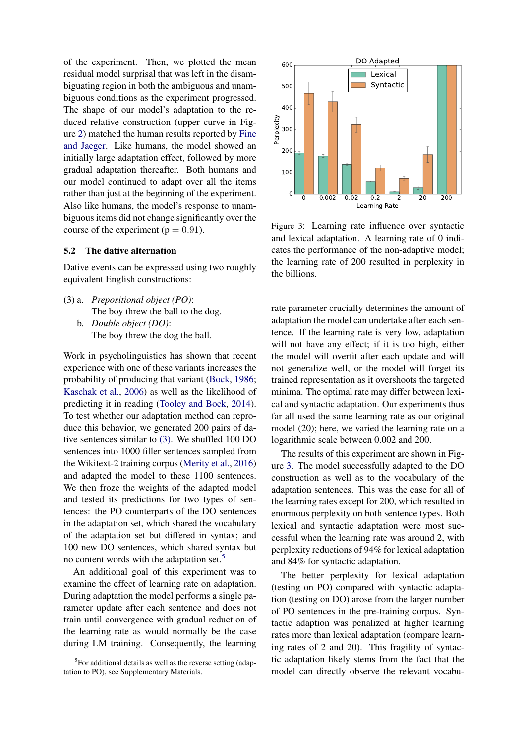of the experiment. Then, we plotted the mean residual model surprisal that was left in the disambiguating region in both the ambiguous and unambiguous conditions as the experiment progressed. The shape of our model's adaptation to the reduced relative construction (upper curve in Figure 2) matched the human results reported by Fine and Jaeger. Like humans, the model showed an initially large adaptation effect, followed by more gradual adaptation thereafter. Both humans and our model continued to adapt over all the items rather than just at the beginning of the experiment. Also like humans, the model's response to unambiguous items did not change significantly over the course of the experiment ($p = 0.91$).

## 5.2 The dative alternation

Dative events can be expressed using two roughly equivalent English constructions:

(3) a. *Prepositional object (PO)*:
The boy threw the ball to the dog.

b. *Double object (DO)*:
The boy threw the dog the ball.

Work in psycholinguistics has shown that recent experience with one of these variants increases the probability of producing that variant (Bock, 1986; Kaschak et al., 2006) as well as the likelihood of predicting it in reading (Tooley and Bock, 2014). To test whether our adaptation method can reproduce this behavior, we generated 200 pairs of dative sentences similar to (3). We shuffled 100 DO sentences into 1000 filler sentences sampled from the Wikitext-2 training corpus (Merity et al., 2016) and adapted the model to these 1100 sentences. We then froze the weights of the adapted model and tested its predictions for two types of sentences: the PO counterparts of the DO sentences in the adaptation set, which shared the vocabulary of the adaptation set but differed in syntax; and 100 new DO sentences, which shared syntax but no content words with the adaptation set.[5]

An additional goal of this experiment was to examine the effect of learning rate on adaptation. During adaptation the model performs a single parameter update after each sentence and does not train until convergence with gradual reduction of the learning rate as would normally be the case during LM training. Consequently, the learning rate parameter crucially determines the amount of adaptation the model can undertake after each sentence. If the learning rate is very low, adaptation will not have any effect; if it is too high, either the model will overfit after each update and will not generalize well, or the model will forget its trained representation as it overshoots the targeted minima. The optimal rate may differ between lexical and syntactic adaptation. Our experiments thus far all used the same learning rate as our original model (20); here, we varied the learning rate on a logarithmic scale between 0.002 and 200.

Figure 3: Learning rate influence over syntactic and lexical adaptation. A learning rate of 0 indicates the performance of the non-adaptive model; the learning rate of 200 resulted in perplexity in the billions.

The results of this experiment are shown in Figure 3. The model successfully adapted to the DO construction as well as to the vocabulary of the adaptation sentences. This was the case for all of the learning rates except for 200, which resulted in enormous perplexity on both sentence types. Both lexical and syntactic adaptation were most successful when the learning rate was around 2, with perplexity reductions of 94% for lexical adaptation and 84% for syntactic adaptation.

The better perplexity for lexical adaptation (testing on PO) compared with syntactic adaptation (testing on DO) arose from the larger number of PO sentences in the pre-training corpus. Syntactic adaption was penalized at higher learning rates more than lexical adaptation (compare learning rates of 2 and 20). This fragility of syntactic adaptation likely stems from the fact that the model can directly observe the relevant vocabu-

[5] For additional details as well as the reverse setting (adaptation to PO), see Supplementary Materials.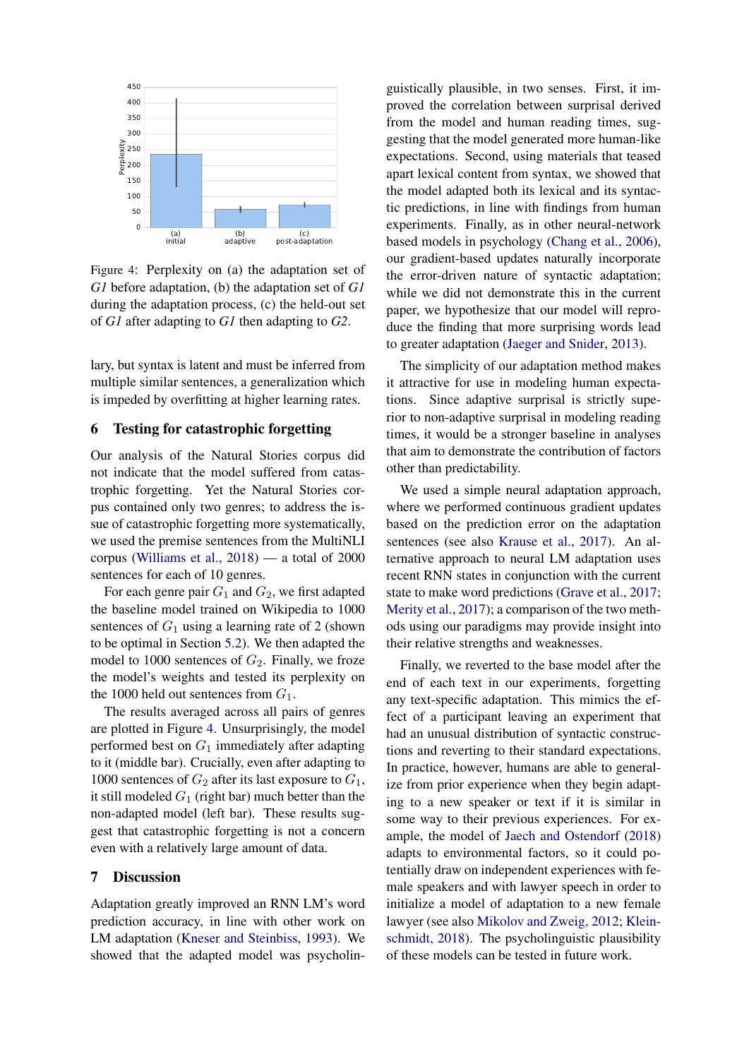Figure 4: Perplexity on (a) the adaptation set of *G1* before adaptation, (b) the adaptation set of *G1* during the adaptation process, (c) the held-out set of *G1* after adapting to *G1* then adapting to *G2*.

lary, but syntax is latent and must be inferred from multiple similar sentences, a generalization which is impeded by overfitting at higher learning rates.

## 6 Testing for catastrophic forgetting

Our analysis of the Natural Stories corpus did not indicate that the model suffered from catastrophic forgetting. Yet the Natural Stories corpus contained only two genres; to address the issue of catastrophic forgetting more systematically, we used the premise sentences from the MultiNLI corpus (Williams et al., 2018) — a total of 2000 sentences for each of 10 genres.

For each genre pair $G_1$ and $G_2$, we first adapted the baseline model trained on Wikipedia to 1000 sentences of $G_1$ using a learning rate of 2 (shown to be optimal in Section 5.2). We then adapted the model to 1000 sentences of $G_2$. Finally, we froze the model's weights and tested its perplexity on the 1000 held out sentences from $G_1$.

The results averaged across all pairs of genres are plotted in Figure 4. Unsurprisingly, the model performed best on $G_1$ immediately after adapting to it (middle bar). Crucially, even after adapting to 1000 sentences of $G_2$ after its last exposure to $G_1$, it still modeled $G_1$ (right bar) much better than the non-adapted model (left bar). These results suggest that catastrophic forgetting is not a concern even with a relatively large amount of data.

## 7 Discussion

Adaptation greatly improved an RNN LM's word prediction accuracy, in line with other work on LM adaptation (Kneser and Steinbiss, 1993). We showed that the adapted model was psycholinguistically plausible, in two senses. First, it improved the correlation between surprisal derived from the model and human reading times, suggesting that the model generated more human-like expectations. Second, using materials that teased apart lexical content from syntax, we showed that the model adapted both its lexical and its syntactic predictions, in line with findings from human experiments. Finally, as in other neural-network based models in psychology (Chang et al., 2006), our gradient-based updates naturally incorporate the error-driven nature of syntactic adaptation; while we did not demonstrate this in the current paper, we hypothesize that our model will reproduce the finding that more surprising words lead to greater adaptation (Jaeger and Snider, 2013).

The simplicity of our adaptation method makes it attractive for use in modeling human expectations. Since adaptive surprisal is strictly superior to non-adaptive surprisal in modeling reading times, it would be a stronger baseline in analyses that aim to demonstrate the contribution of factors other than predictability.

We used a simple neural adaptation approach, where we performed continuous gradient updates based on the prediction error on the adaptation sentences (see also Krause et al., 2017). An alternative approach to neural LM adaptation uses recent RNN states in conjunction with the current state to make word predictions (Grave et al., 2017; Merity et al., 2017); a comparison of the two methods using our paradigms may provide insight into their relative strengths and weaknesses.

Finally, we reverted to the base model after the end of each text in our experiments, forgetting any text-specific adaptation. This mimics the effect of a participant leaving an experiment that had an unusual distribution of syntactic constructions and reverting to their standard expectations. In practice, however, humans are able to generalize from prior experience when they begin adapting to a new speaker or text if it is similar in some way to their previous experiences. For example, the model of Jaech and Ostendorf (2018) adapts to environmental factors, so it could potentially draw on independent experiences with female speakers and with lawyer speech in order to initialize a model of adaptation to a new female lawyer (see also Mikolov and Zweig, 2012; Kleinschmidt, 2018). The psycholinguistic plausibility of these models can be tested in future work.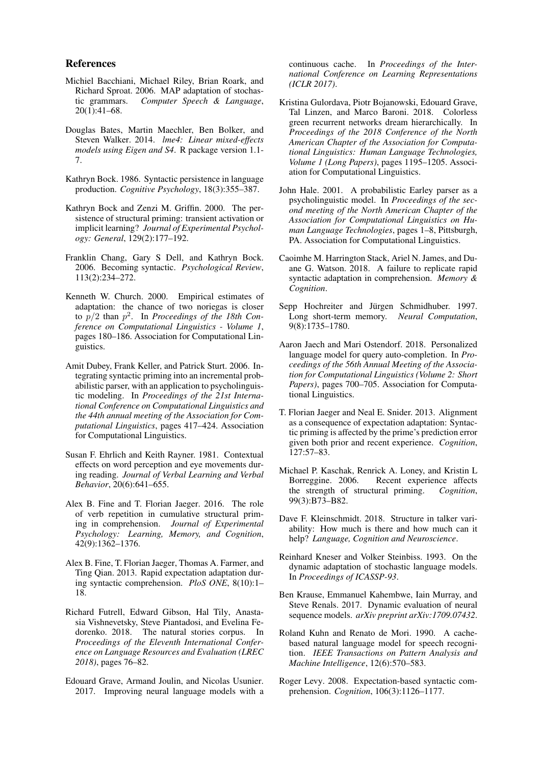## References

Michiel Bacchiani, Michael Riley, Brian Roark, and Richard Sproat. 2006. MAP adaptation of stochastic grammars. *Computer Speech & Language*, 20(1):41–68.

Douglas Bates, Martin Maechler, Ben Bolker, and Steven Walker. 2014. *lme4: Linear mixed-effects models using Eigen and S4*. R package version 1.1-7.

Kathryn Bock. 1986. Syntactic persistence in language production. *Cognitive Psychology*, 18(3):355–387.

Kathryn Bock and Zenzi M. Griffin. 2000. The persistence of structural priming: transient activation or implicit learning? *Journal of Experimental Psychology: General*, 129(2):177–192.

Franklin Chang, Gary S Dell, and Kathryn Bock. 2006. Becoming syntactic. *Psychological Review*, 113(2):234–272.

Kenneth W. Church. 2000. Empirical estimates of adaptation: the chance of two noriegas is closer to $p/2$ than $p^2$. In *Proceedings of the 18th Conference on Computational Linguistics - Volume 1*, pages 180–186. Association for Computational Linguistics.

Amit Dubey, Frank Keller, and Patrick Sturt. 2006. Integrating syntactic priming into an incremental probabilistic parser, with an application to psycholinguistic modeling. In *Proceedings of the 21st International Conference on Computational Linguistics and the 44th annual meeting of the Association for Computational Linguistics*, pages 417–424. Association for Computational Linguistics.

Susan F. Ehrlich and Keith Rayner. 1981. Contextual effects on word perception and eye movements during reading. *Journal of Verbal Learning and Verbal Behavior*, 20(6):641–655.

Alex B. Fine and T. Florian Jaeger. 2016. The role of verb repetition in cumulative structural priming in comprehension. *Journal of Experimental Psychology: Learning, Memory, and Cognition*, 42(9):1362–1376.

Alex B. Fine, T. Florian Jaeger, Thomas A. Farmer, and Ting Qian. 2013. Rapid expectation adaptation during syntactic comprehension. *PloS ONE*, 8(10):1–18.

Richard Futrell, Edward Gibson, Hal Tily, Anastasia Vishnevetsky, Steve Piantadosi, and Evelina Fedorenko. 2018. The natural stories corpus. In *Proceedings of the Eleventh International Conference on Language Resources and Evaluation (LREC 2018)*, pages 76–82.

Edouard Grave, Armand Joulin, and Nicolas Usunier. 2017. Improving neural language models with a continuous cache. In *Proceedings of the International Conference on Learning Representations (ICLR 2017)*.

Kristina Gulordava, Piotr Bojanowski, Edouard Grave, Tal Linzen, and Marco Baroni. 2018. Colorless green recurrent networks dream hierarchically. In *Proceedings of the 2018 Conference of the North American Chapter of the Association for Computational Linguistics: Human Language Technologies, Volume 1 (Long Papers)*, pages 1195–1205. Association for Computational Linguistics.

John Hale. 2001. A probabilistic Earley parser as a psycholinguistic model. In *Proceedings of the second meeting of the North American Chapter of the Association for Computational Linguistics on Human Language Technologies*, pages 1–8, Pittsburgh, PA. Association for Computational Linguistics.

Caoimhe M. Harrington Stack, Ariel N. James, and Duane G. Watson. 2018. A failure to replicate rapid syntactic adaptation in comprehension. *Memory & Cognition*.

Sepp Hochreiter and Jürgen Schmidhuber. 1997. Long short-term memory. *Neural Computation*, 9(8):1735–1780.

Aaron Jaech and Mari Ostendorf. 2018. Personalized language model for query auto-completion. In *Proceedings of the 56th Annual Meeting of the Association for Computational Linguistics (Volume 2: Short Papers)*, pages 700–705. Association for Computational Linguistics.

T. Florian Jaeger and Neal E. Snider. 2013. Alignment as a consequence of expectation adaptation: Syntactic priming is affected by the prime's prediction error given both prior and recent experience. *Cognition*, 127:57–83.

Michael P. Kaschak, Renrick A. Loney, and Kristin L Borreggine. 2006. Recent experience affects the strength of structural priming. *Cognition*, 99(3):B73–B82.

Dave F. Kleinschmidt. 2018. Structure in talker variability: How much is there and how much can it help? *Language, Cognition and Neuroscience*.

Reinhard Kneser and Volker Steinbiss. 1993. On the dynamic adaptation of stochastic language models. In *Proceedings of ICASSP-93*.

Ben Krause, Emmanuel Kahembwe, Iain Murray, and Steve Renals. 2017. Dynamic evaluation of neural sequence models. *arXiv preprint arXiv:1709.07432*.

Roland Kuhn and Renato de Mori. 1990. A cache-based natural language model for speech recognition. *IEEE Transactions on Pattern Analysis and Machine Intelligence*, 12(6):570–583.

Roger Levy. 2008. Expectation-based syntactic comprehension. *Cognition*, 106(3):1126–1177.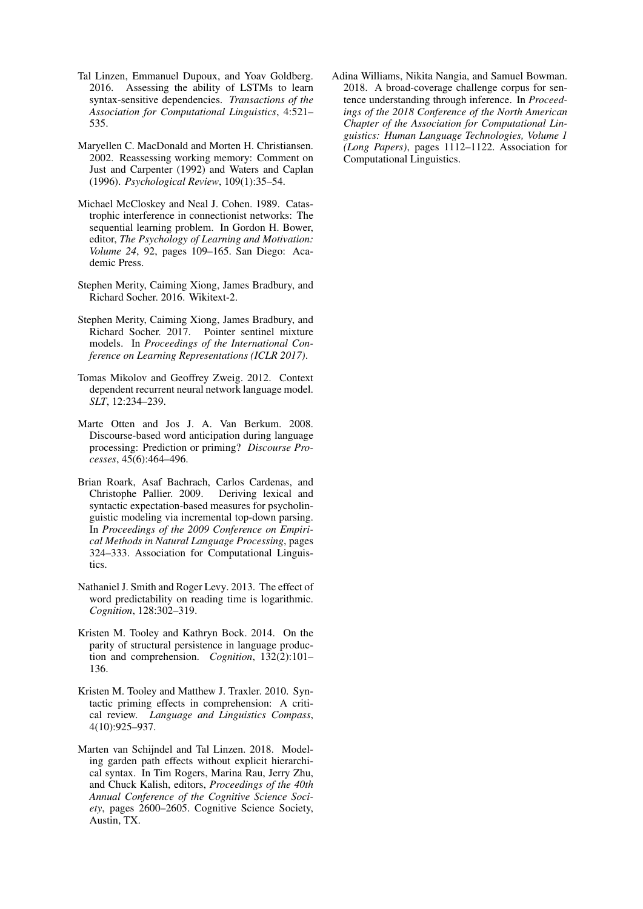Tal Linzen, Emmanuel Dupoux, and Yoav Goldberg. 2016. Assessing the ability of LSTMs to learn syntax-sensitive dependencies. *Transactions of the Association for Computational Linguistics*, 4:521–535.

Maryellen C. MacDonald and Morten H. Christiansen. 2002. Reassessing working memory: Comment on Just and Carpenter (1992) and Waters and Caplan (1996). *Psychological Review*, 109(1):35–54.

Michael McCloskey and Neal J. Cohen. 1989. Catastrophic interference in connectionist networks: The sequential learning problem. In Gordon H. Bower, editor, *The Psychology of Learning and Motivation: Volume 24*, 92, pages 109–165. San Diego: Academic Press.

Stephen Merity, Caiming Xiong, James Bradbury, and Richard Socher. 2016. Wikitext-2.

Stephen Merity, Caiming Xiong, James Bradbury, and Richard Socher. 2017. Pointer sentinel mixture models. In *Proceedings of the International Conference on Learning Representations (ICLR 2017)*.

Tomas Mikolov and Geoffrey Zweig. 2012. Context dependent recurrent neural network language model. *SLT*, 12:234–239.

Marte Otten and Jos J. A. Van Berkum. 2008. Discourse-based word anticipation during language processing: Prediction or priming? *Discourse Processes*, 45(6):464–496.

Brian Roark, Asaf Bachrach, Carlos Cardenas, and Christophe Pallier. 2009. Deriving lexical and syntactic expectation-based measures for psycholinguistic modeling via incremental top-down parsing. In *Proceedings of the 2009 Conference on Empirical Methods in Natural Language Processing*, pages 324–333. Association for Computational Linguistics.

Nathaniel J. Smith and Roger Levy. 2013. The effect of word predictability on reading time is logarithmic. *Cognition*, 128:302–319.

Kristen M. Tooley and Kathryn Bock. 2014. On the parity of structural persistence in language production and comprehension. *Cognition*, 132(2):101–136.

Kristen M. Tooley and Matthew J. Traxler. 2010. Syntactic priming effects in comprehension: A critical review. *Language and Linguistics Compass*, 4(10):925–937.

Marten van Schijndel and Tal Linzen. 2018. Modeling garden path effects without explicit hierarchical syntax. In Tim Rogers, Marina Rau, Jerry Zhu, and Chuck Kalish, editors, *Proceedings of the 40th Annual Conference of the Cognitive Science Society*, pages 2600–2605. Cognitive Science Society, Austin, TX.

Adina Williams, Nikita Nangia, and Samuel Bowman. 2018. A broad-coverage challenge corpus for sentence understanding through inference. In *Proceedings of the 2018 Conference of the North American Chapter of the Association for Computational Linguistics: Human Language Technologies, Volume 1 (Long Papers)*, pages 1112–1122. Association for Computational Linguistics.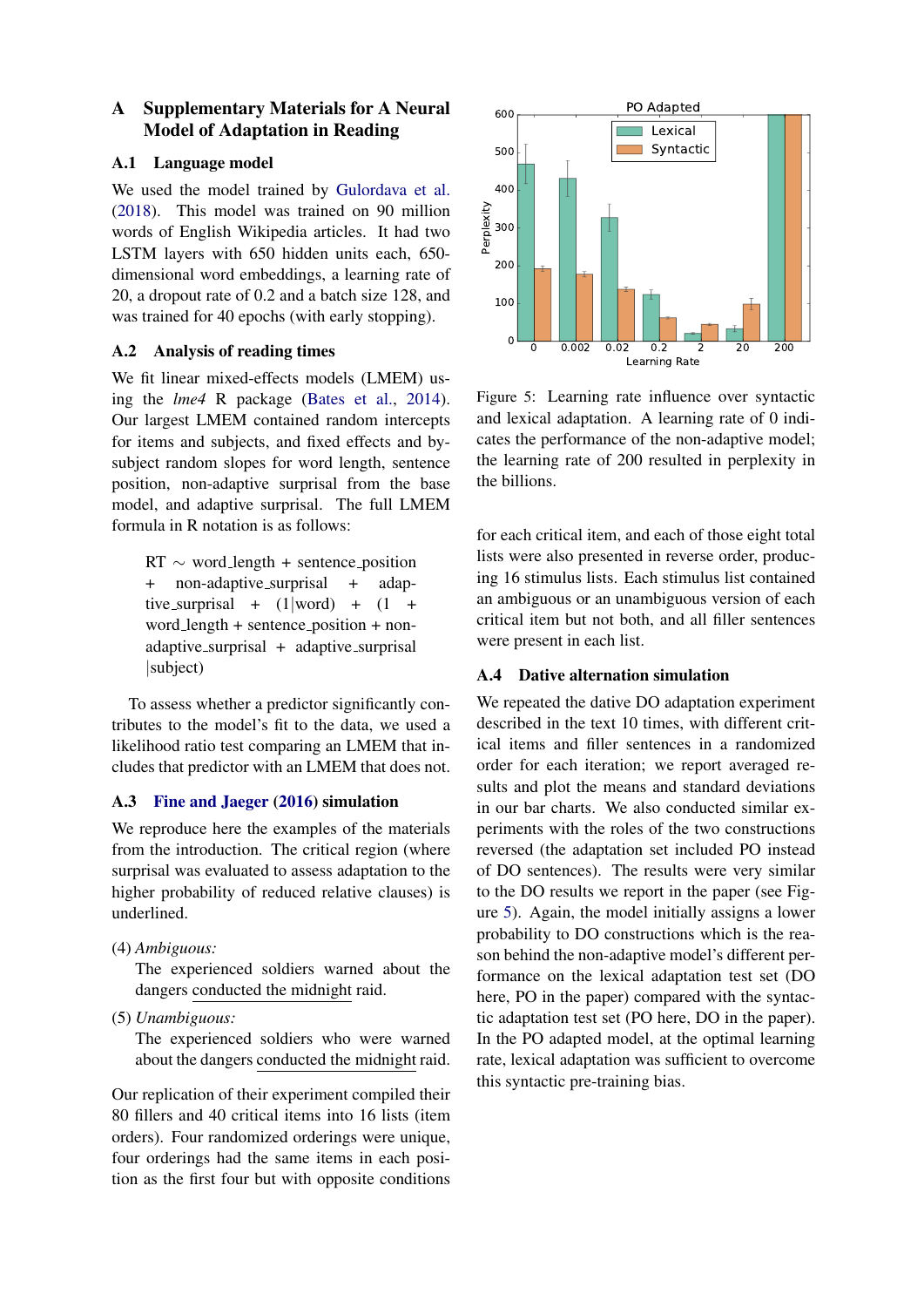# A Supplementary Materials for A Neural Model of Adaptation in Reading

## A.1 Language model

We used the model trained by Gulordava et al. (2018). This model was trained on 90 million words of English Wikipedia articles. It had two LSTM layers with 650 hidden units each, 650-dimensional word embeddings, a learning rate of 20, a dropout rate of 0.2 and a batch size 128, and was trained for 40 epochs (with early stopping).

## A.2 Analysis of reading times

We fit linear mixed-effects models (LMEM) using the *lme4* R package (Bates et al., 2014). Our largest LMEM contained random intercepts for items and subjects, and fixed effects and by-subject random slopes for word length, sentence position, non-adaptive surprisal from the base model, and adaptive surprisal. The full LMEM formula in R notation is as follows:

> RT $\sim$ word_length + sentence_position + non-adaptive_surprisal + adaptive_surprisal + (1|word) + (1 + word_length + sentence_position + non-adaptive_surprisal + adaptive_surprisal |subject)

To assess whether a predictor significantly contributes to the model's fit to the data, we used a likelihood ratio test comparing an LMEM that includes that predictor with an LMEM that does not.

## A.3 Fine and Jaeger (2016) simulation

We reproduce here the examples of the materials from the introduction. The critical region (where surprisal was evaluated to assess adaptation to the higher probability of reduced relative clauses) is underlined.

(4) *Ambiguous:*
   The experienced soldiers warned about the dangers <u>conducted the midnight</u> raid.

(5) *Unambiguous:*
   The experienced soldiers who were warned about the dangers <u>conducted the midnight</u> raid.

Our replication of their experiment compiled their 80 fillers and 40 critical items into 16 lists (item orders). Four randomized orderings were unique, four orderings had the same items in each position as the first four but with opposite conditions for each critical item, and each of those eight total lists were also presented in reverse order, producing 16 stimulus lists. Each stimulus list contained an ambiguous or an unambiguous version of each critical item but not both, and all filler sentences were present in each list.

PO Adapted

Lexical
Syntactic

Perplexity

0
100
200
300
400
500
600

0
0.002
0.02
0.2
2
20
200

Learning Rate

Figure 5: Learning rate influence over syntactic and lexical adaptation. A learning rate of 0 indicates the performance of the non-adaptive model; the learning rate of 200 resulted in perplexity in the billions.

## A.4 Dative alternation simulation

We repeated the dative DO adaptation experiment described in the text 10 times, with different critical items and filler sentences in a randomized order for each iteration; we report averaged results and plot the means and standard deviations in our bar charts. We also conducted similar experiments with the roles of the two constructions reversed (the adaptation set included PO instead of DO sentences). The results were very similar to the DO results we report in the paper (see Figure 5). Again, the model initially assigns a lower probability to DO constructions which is the reason behind the non-adaptive model's different performance on the lexical adaptation test set (DO here, PO in the paper) compared with the syntactic adaptation test set (PO here, DO in the paper). In the PO adapted model, at the optimal learning rate, lexical adaptation was sufficient to overcome this syntactic pre-training bias.